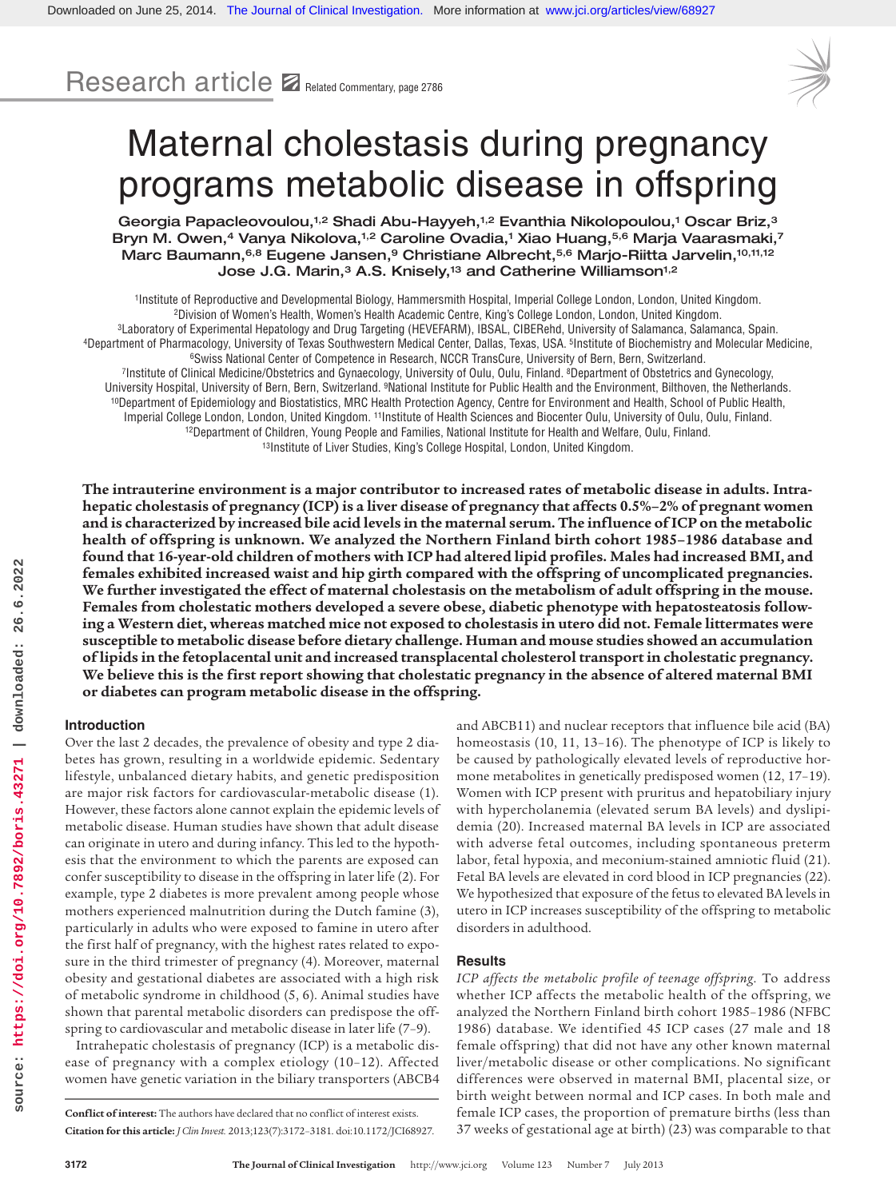Research article

Related Commentary, page 2786

# Maternal cholestasis during pregnancy programs metabolic disease in offspring

Georgia Papacleovoulou,[1,2] Shadi Abu-Hayyeh,[1,2] Evanthia Nikolopoulou,[1] Oscar Briz,[3] Bryn M. Owen,[4] Vanya Nikolova,[1,2] Caroline Ovadia,[1] Xiao Huang,[5,6] Marja Vaarasmaki,[7] Marc Baumann,[6,8] Eugene Jansen,[9] Christiane Albrecht,[5,6] Marjo-Riitta Jarvelin,[10,11,12] Jose J.G. Marin,[3] A.S. Knisely,[13] and Catherine Williamson[1,2]

[1]Institute of Reproductive and Developmental Biology, Hammersmith Hospital, Imperial College London, London, United Kingdom.
[2]Division of Women's Health, Women's Health Academic Centre, King's College London, London, United Kingdom.
[3]Laboratory of Experimental Hepatology and Drug Targeting (HEVEFARM), IBSAL, CIBERehd, University of Salamanca, Salamanca, Spain.
[4]Department of Pharmacology, University of Texas Southwestern Medical Center, Dallas, Texas, USA. [5]Institute of Biochemistry and Molecular Medicine,
[6]Swiss National Center of Competence in Research, NCCR TransCure, University of Bern, Bern, Switzerland.
[7]Institute of Clinical Medicine/Obstetrics and Gynaecology, University of Oulu, Oulu, Finland. [8]Department of Obstetrics and Gynecology, University Hospital, University of Bern, Bern, Switzerland. [9]National Institute for Public Health and the Environment, Bilthoven, the Netherlands.
[10]Department of Epidemiology and Biostatistics, MRC Health Protection Agency, Centre for Environment and Health, School of Public Health, Imperial College London, London, United Kingdom. [11]Institute of Health Sciences and Biocenter Oulu, University of Oulu, Oulu, Finland.
[12]Department of Children, Young People and Families, National Institute for Health and Welfare, Oulu, Finland.
[13]Institute of Liver Studies, King's College Hospital, London, United Kingdom.

**The intrauterine environment is a major contributor to increased rates of metabolic disease in adults. Intrahepatic cholestasis of pregnancy (ICP) is a liver disease of pregnancy that affects 0.5%–2% of pregnant women and is characterized by increased bile acid levels in the maternal serum. The influence of ICP on the metabolic health of offspring is unknown. We analyzed the Northern Finland birth cohort 1985–1986 database and found that 16-year-old children of mothers with ICP had altered lipid profiles. Males had increased BMI, and females exhibited increased waist and hip girth compared with the offspring of uncomplicated pregnancies. We further investigated the effect of maternal cholestasis on the metabolism of adult offspring in the mouse. Females from cholestatic mothers developed a severe obese, diabetic phenotype with hepatosteatosis following a Western diet, whereas matched mice not exposed to cholestasis in utero did not. Female littermates were susceptible to metabolic disease before dietary challenge. Human and mouse studies showed an accumulation of lipids in the fetoplacental unit and increased transplacental cholesterol transport in cholestatic pregnancy. We believe this is the first report showing that cholestatic pregnancy in the absence of altered maternal BMI or diabetes can program metabolic disease in the offspring.**

## Introduction

Over the last 2 decades, the prevalence of obesity and type 2 diabetes has grown, resulting in a worldwide epidemic. Sedentary lifestyle, unbalanced dietary habits, and genetic predisposition are major risk factors for cardiovascular-metabolic disease (1). However, these factors alone cannot explain the epidemic levels of metabolic disease. Human studies have shown that adult disease can originate in utero and during infancy. This led to the hypothesis that the environment to which the parents are exposed can confer susceptibility to disease in the offspring in later life (2). For example, type 2 diabetes is more prevalent among people whose mothers experienced malnutrition during the Dutch famine (3), particularly in adults who were exposed to famine in utero after the first half of pregnancy, with the highest rates related to exposure in the third trimester of pregnancy (4). Moreover, maternal obesity and gestational diabetes are associated with a high risk of metabolic syndrome in childhood (5, 6). Animal studies have shown that parental metabolic disorders can predispose the offspring to cardiovascular and metabolic disease in later life (7–9).

Intrahepatic cholestasis of pregnancy (ICP) is a metabolic disease of pregnancy with a complex etiology (10–12). Affected women have genetic variation in the biliary transporters (ABCB4 and ABCB11) and nuclear receptors that influence bile acid (BA) homeostasis (10, 11, 13–16). The phenotype of ICP is likely to be caused by pathologically elevated levels of reproductive hormone metabolites in genetically predisposed women (12, 17–19). Women with ICP present with pruritus and hepatobiliary injury with hypercholanemia (elevated serum BA levels) and dyslipidemia (20). Increased maternal BA levels in ICP are associated with adverse fetal outcomes, including spontaneous preterm labor, fetal hypoxia, and meconium-stained amniotic fluid (21). Fetal BA levels are elevated in cord blood in ICP pregnancies (22). We hypothesized that exposure of the fetus to elevated BA levels in utero in ICP increases susceptibility of the offspring to metabolic disorders in adulthood.

## Results

*ICP affects the metabolic profile of teenage offspring.* To address whether ICP affects the metabolic health of the offspring, we analyzed the Northern Finland birth cohort 1985–1986 (NFBC 1986) database. We identified 45 ICP cases (27 male and 18 female offspring) that did not have any other known maternal liver/metabolic disease or other complications. No significant differences were observed in maternal BMI, placental size, or birth weight between normal and ICP cases. In both male and female ICP cases, the proportion of premature births (less than 37 weeks of gestational age at birth) (23) was comparable to that

**Conflict of interest:** The authors have declared that no conflict of interest exists.
**Citation for this article:** *J Clin Invest.* 2013;123(7):3172–3181. doi:10.1172/JCI68927.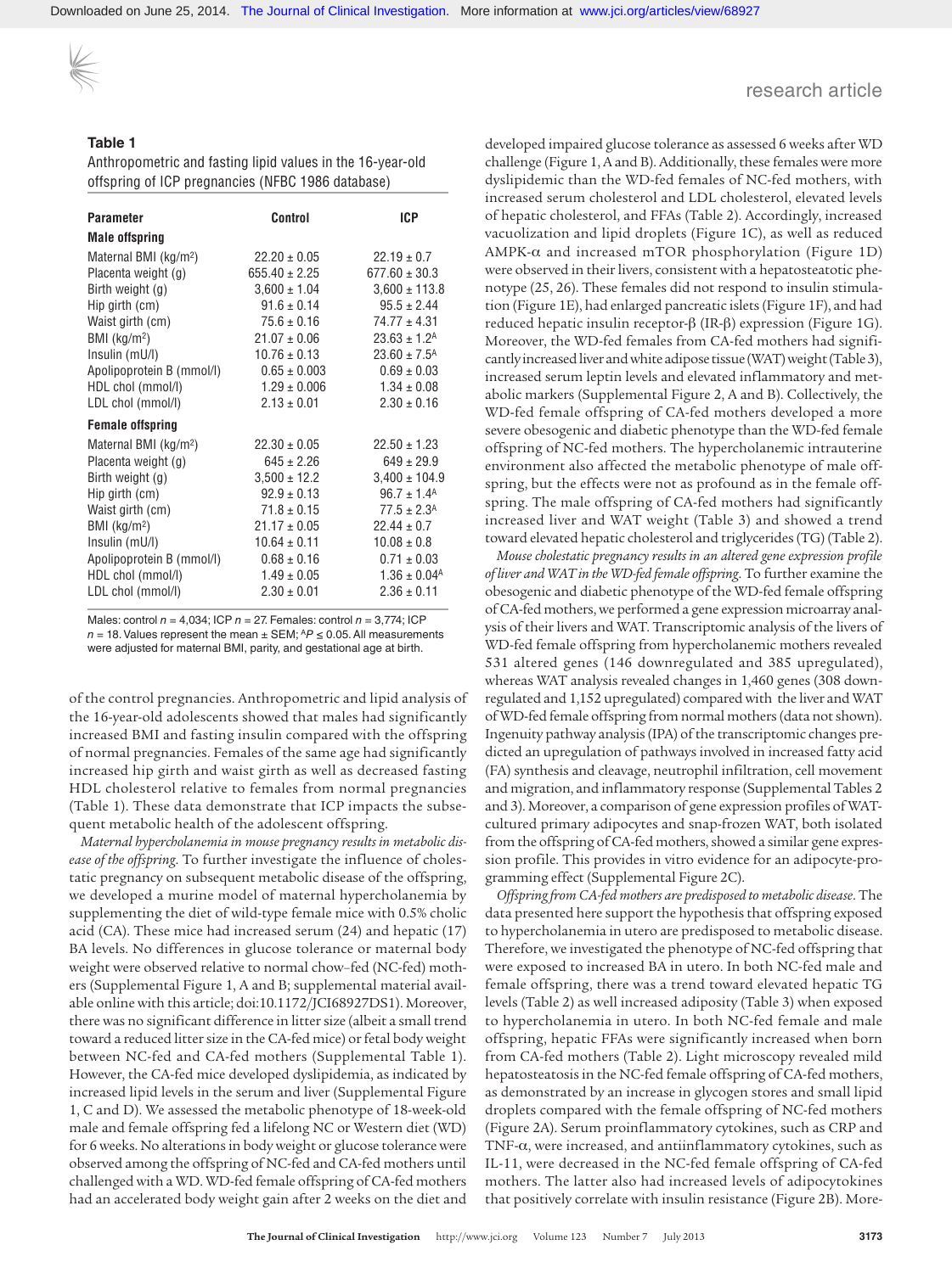**Table 1**

Anthropometric and fasting lipid values in the 16-year-old offspring of ICP pregnancies (NFBC 1986 database)

| Parameter | Control | ICP |
|---|---|---|
| **Male offspring** | | |
| Maternal BMI (kg/m$^2$) | 22.20 ± 0.05 | 22.19 ± 0.7 |
| Placenta weight (g) | 655.40 ± 2.25 | 677.60 ± 30.3 |
| Birth weight (g) | 3,600 ± 1.04 | 3,600 ± 113.8 |
| Hip girth (cm) | 91.6 ± 0.14 | 95.5 ± 2.44 |
| Waist girth (cm) | 75.6 ± 0.16 | 74.77 ± 4.31 |
| BMI (kg/m$^2$) | 21.07 ± 0.06 | 23.63 ± 1.2[A] |
| Insulin (mU/l) | 10.76 ± 0.13 | 23.60 ± 7.5[A] |
| Apolipoprotein B (mmol/l) | 0.65 ± 0.003 | 0.69 ± 0.03 |
| HDL chol (mmol/l) | 1.29 ± 0.006 | 1.34 ± 0.08 |
| LDL chol (mmol/l) | 2.13 ± 0.01 | 2.30 ± 0.16 |
| **Female offspring** | | |
| Maternal BMI (kg/m$^2$) | 22.30 ± 0.05 | 22.50 ± 1.23 |
| Placenta weight (g) | 645 ± 2.26 | 649 ± 29.9 |
| Birth weight (g) | 3,500 ± 12.2 | 3,400 ± 104.9 |
| Hip girth (cm) | 92.9 ± 0.13 | 96.7 ± 1.4[A] |
| Waist girth (cm) | 71.8 ± 0.15 | 77.5 ± 2.3[A] |
| BMI (kg/m$^2$) | 21.17 ± 0.05 | 22.44 ± 0.7 |
| Insulin (mU/l) | 10.64 ± 0.11 | 10.08 ± 0.8 |
| Apolipoprotein B (mmol/l) | 0.68 ± 0.16 | 0.71 ± 0.03 |
| HDL chol (mmol/l) | 1.49 ± 0.05 | 1.36 ± 0.04[A] |
| LDL chol (mmol/l) | 2.30 ± 0.01 | 2.36 ± 0.11 |

Males: control $n$ = 4,034; ICP $n$ = 27. Females: control $n$ = 3,774; ICP $n$ = 18. Values represent the mean ± SEM; [A]$P \leq 0.05$. All measurements were adjusted for maternal BMI, parity, and gestational age at birth.

of the control pregnancies. Anthropometric and lipid analysis of the 16-year-old adolescents showed that males had significantly increased BMI and fasting insulin compared with the offspring of normal pregnancies. Females of the same age had significantly increased hip girth and waist girth as well as decreased fasting HDL cholesterol relative to females from normal pregnancies (Table 1). These data demonstrate that ICP impacts the subsequent metabolic health of the adolescent offspring.

*Maternal hypercholanemia in mouse pregnancy results in metabolic disease of the offspring.* To further investigate the influence of cholestatic pregnancy on subsequent metabolic disease of the offspring, we developed a murine model of maternal hypercholanemia by supplementing the diet of wild-type female mice with 0.5% cholic acid (CA). These mice had increased serum (24) and hepatic (17) BA levels. No differences in glucose tolerance or maternal body weight were observed relative to normal chow–fed (NC-fed) mothers (Supplemental Figure 1, A and B; supplemental material available online with this article; doi:10.1172/JCI68927DS1). Moreover, there was no significant difference in litter size (albeit a small trend toward a reduced litter size in the CA-fed mice) or fetal body weight between NC-fed and CA-fed mothers (Supplemental Table 1). However, the CA-fed mice developed dyslipidemia, as indicated by increased lipid levels in the serum and liver (Supplemental Figure 1, C and D). We assessed the metabolic phenotype of 18-week-old male and female offspring fed a lifelong NC or Western diet (WD) for 6 weeks. No alterations in body weight or glucose tolerance were observed among the offspring of NC-fed and CA-fed mothers until challenged with a WD. WD-fed female offspring of CA-fed mothers had an accelerated body weight gain after 2 weeks on the diet and developed impaired glucose tolerance as assessed 6 weeks after WD challenge (Figure 1, A and B). Additionally, these females were more dyslipidemic than the WD-fed females of NC-fed mothers, with increased serum cholesterol and LDL cholesterol, elevated levels of hepatic cholesterol, and FFAs (Table 2). Accordingly, increased vacuolization and lipid droplets (Figure 1C), as well as reduced AMPK-α and increased mTOR phosphorylation (Figure 1D) were observed in their livers, consistent with a hepatosteatotic phenotype (25, 26). These females did not respond to insulin stimulation (Figure 1E), had enlarged pancreatic islets (Figure 1F), and had reduced hepatic insulin receptor-β (IR-β) expression (Figure 1G). Moreover, the WD-fed females from CA-fed mothers had significantly increased liver and white adipose tissue (WAT) weight (Table 3), increased serum leptin levels and elevated inflammatory and metabolic markers (Supplemental Figure 2, A and B). Collectively, the WD-fed female offspring of CA-fed mothers developed a more severe obesogenic and diabetic phenotype than the WD-fed female offspring of NC-fed mothers. The hypercholanemic intrauterine environment also affected the metabolic phenotype of male offspring, but the effects were not as profound as in the female offspring. The male offspring of CA-fed mothers had significantly increased liver and WAT weight (Table 3) and showed a trend toward elevated hepatic cholesterol and triglycerides (TG) (Table 2).

*Mouse cholestatic pregnancy results in an altered gene expression profile of liver and WAT in the WD-fed female offspring.* To further examine the obesogenic and diabetic phenotype of the WD-fed female offspring of CA-fed mothers, we performed a gene expression microarray analysis of their livers and WAT. Transcriptomic analysis of the livers of WD-fed female offspring from hypercholanemic mothers revealed 531 altered genes (146 downregulated and 385 upregulated), whereas WAT analysis revealed changes in 1,460 genes (308 downregulated and 1,152 upregulated) compared with the liver and WAT of WD-fed female offspring from normal mothers (data not shown). Ingenuity pathway analysis (IPA) of the transcriptomic changes predicted an upregulation of pathways involved in increased fatty acid (FA) synthesis and cleavage, neutrophil infiltration, cell movement and migration, and inflammatory response (Supplemental Tables 2 and 3). Moreover, a comparison of gene expression profiles of WAT-cultured primary adipocytes and snap-frozen WAT, both isolated from the offspring of CA-fed mothers, showed a similar gene expression profile. This provides in vitro evidence for an adipocyte-programming effect (Supplemental Figure 2C).

*Offspring from CA-fed mothers are predisposed to metabolic disease.* The data presented here support the hypothesis that offspring exposed to hypercholanemia in utero are predisposed to metabolic disease. Therefore, we investigated the phenotype of NC-fed offspring that were exposed to increased BA in utero. In both NC-fed male and female offspring, there was a trend toward elevated hepatic TG levels (Table 2) as well increased adiposity (Table 3) when exposed to hypercholanemia in utero. In both NC-fed female and male offspring, hepatic FFAs were significantly increased when born from CA-fed mothers (Table 2). Light microscopy revealed mild hepatosteatosis in the NC-fed female offspring of CA-fed mothers, as demonstrated by an increase in glycogen stores and small lipid droplets compared with the female offspring of NC-fed mothers (Figure 2A). Serum proinflammatory cytokines, such as CRP and TNF-α, were increased, and antiinflammatory cytokines, such as IL-11, were decreased in the NC-fed female offspring of CA-fed mothers. The latter also had increased levels of adipocytokines that positively correlate with insulin resistance (Figure 2B). More-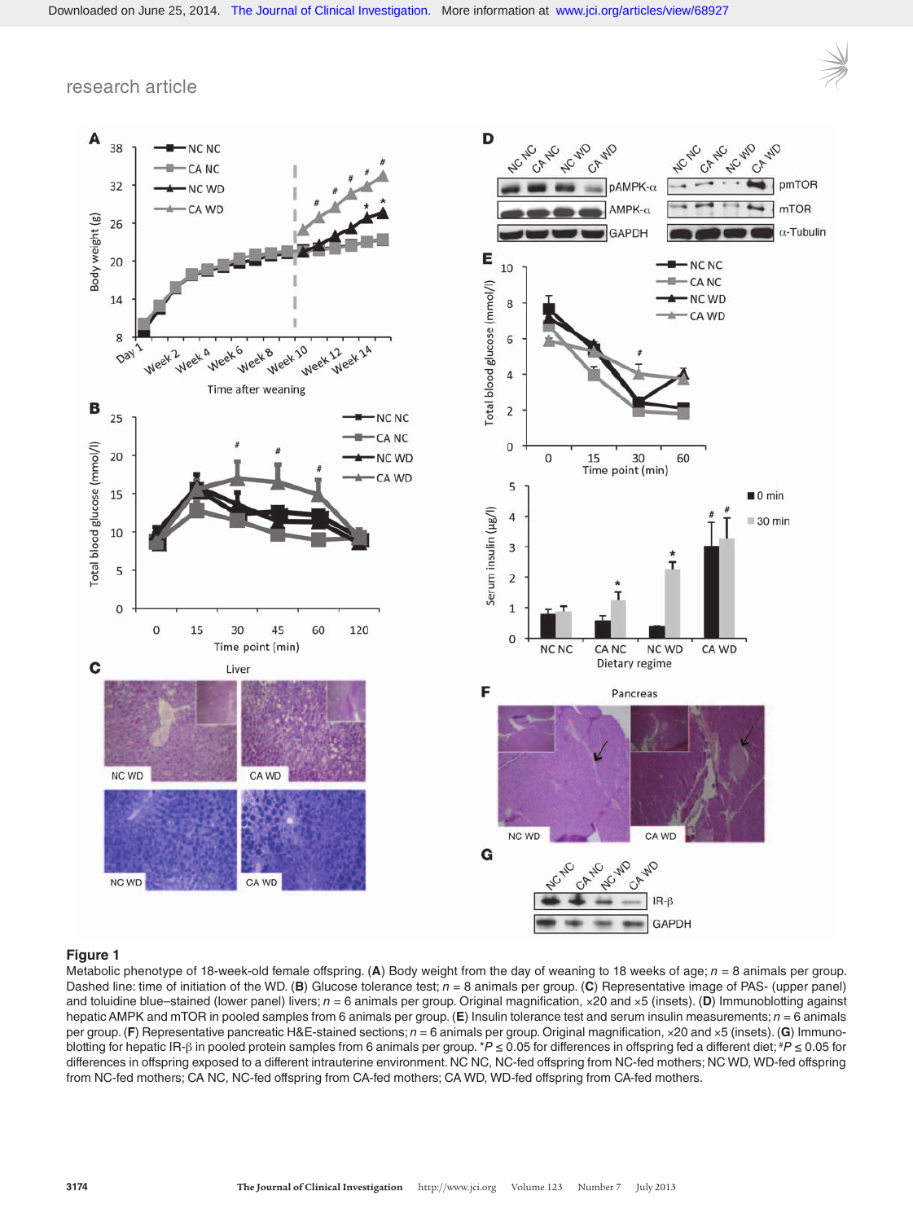**Figure 1**

Metabolic phenotype of 18-week-old female offspring. (**A**) Body weight from the day of weaning to 18 weeks of age; $n = 8$ animals per group. Dashed line: time of initiation of the WD. (**B**) Glucose tolerance test; $n = 8$ animals per group. (**C**) Representative image of PAS- (upper panel) and toluidine blue–stained (lower panel) livers; $n = 6$ animals per group. Original magnification, ×20 and ×5 (insets). (**D**) Immunoblotting against hepatic AMPK and mTOR in pooled samples from 6 animals per group. (**E**) Insulin tolerance test and serum insulin measurements; $n = 6$ animals per group. (**F**) Representative pancreatic H&E-stained sections; $n = 6$ animals per group. Original magnification, ×20 and ×5 (insets). (**G**) Immunoblotting for hepatic IR-β in pooled protein samples from 6 animals per group. *$P \leq 0.05$ for differences in offspring fed a different diet; #$P \leq 0.05$ for differences in offspring exposed to a different intrauterine environment. NC NC, NC-fed offspring from NC-fed mothers; NC WD, WD-fed offspring from NC-fed mothers; CA NC, NC-fed offspring from CA-fed mothers; CA WD, WD-fed offspring from CA-fed mothers.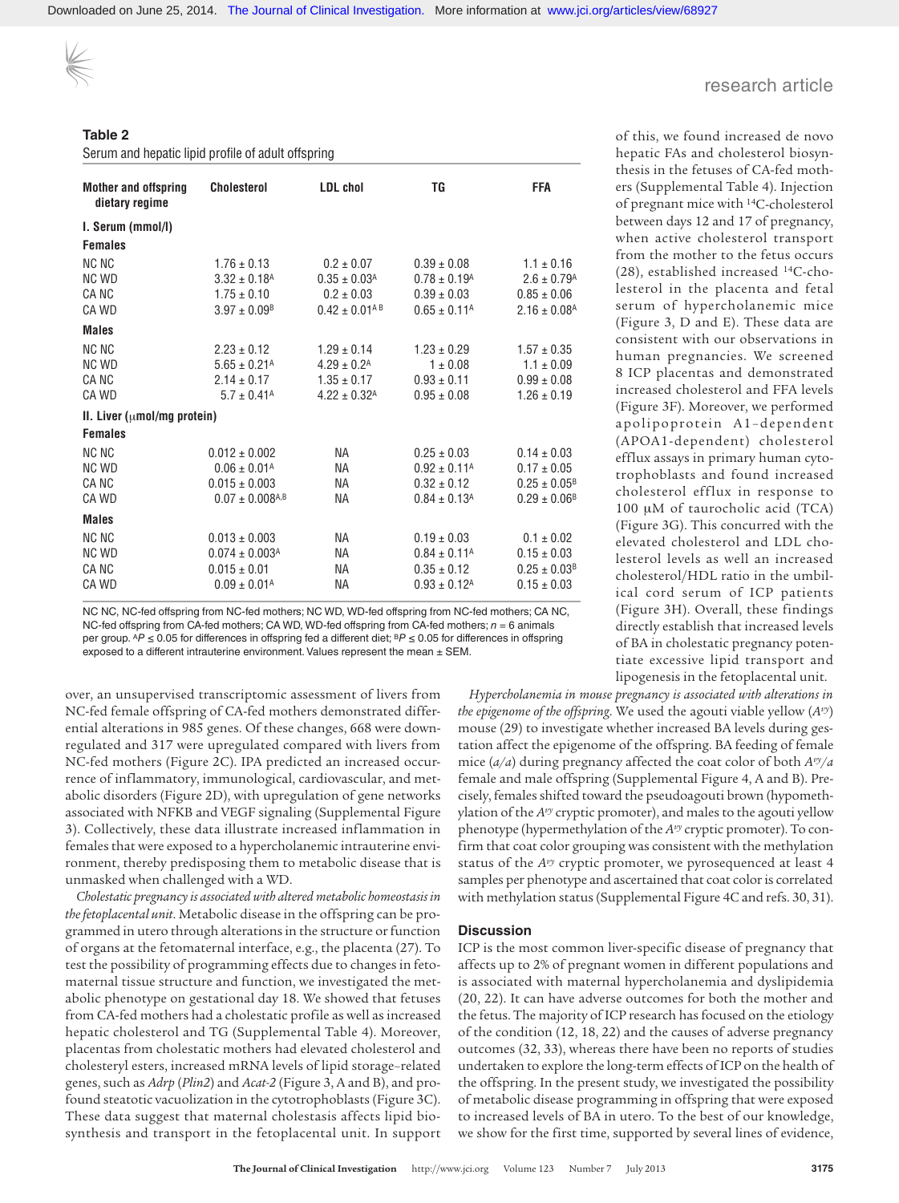**Table 2**

Serum and hepatic lipid profile of adult offspring

| Mother and offspring dietary regime | Cholesterol | LDL chol | TG | FFA |
|---|---|---|---|---|
| **I. Serum (mmol/l)** | | | | |
| **Females** | | | | |
| NC NC | 1.76 ± 0.13 | 0.2 ± 0.07 | 0.39 ± 0.08 | 1.1 ± 0.16 |
| NC WD | 3.32 ± 0.18[A] | 0.35 ± 0.03[A] | 0.78 ± 0.19[A] | 2.6 ± 0.79[A] |
| CA NC | 1.75 ± 0.10 | 0.2 ± 0.03 | 0.39 ± 0.03 | 0.85 ± 0.06 |
| CA WD | 3.97 ± 0.09[B] | 0.42 ± 0.01[A B] | 0.65 ± 0.11[A] | 2.16 ± 0.08[A] |
| **Males** | | | | |
| NC NC | 2.23 ± 0.12 | 1.29 ± 0.14 | 1.23 ± 0.29 | 1.57 ± 0.35 |
| NC WD | 5.65 ± 0.21[A] | 4.29 ± 0.2[A] | 1 ± 0.08 | 1.1 ± 0.09 |
| CA NC | 2.14 ± 0.17 | 1.35 ± 0.17 | 0.93 ± 0.11 | 0.99 ± 0.08 |
| CA WD | 5.7 ± 0.41[A] | 4.22 ± 0.32[A] | 0.95 ± 0.08 | 1.26 ± 0.19 |
| **II. Liver (μmol/mg protein)** | | | | |
| **Females** | | | | |
| NC NC | 0.012 ± 0.002 | NA | 0.25 ± 0.03 | 0.14 ± 0.03 |
| NC WD | 0.06 ± 0.01[A] | NA | 0.92 ± 0.11[A] | 0.17 ± 0.05 |
| CA NC | 0.015 ± 0.003 | NA | 0.32 ± 0.12 | 0.25 ± 0.05[B] |
| CA WD | 0.07 ± 0.008[A,B] | NA | 0.84 ± 0.13[A] | 0.29 ± 0.06[B] |
| **Males** | | | | |
| NC NC | 0.013 ± 0.003 | NA | 0.19 ± 0.03 | 0.1 ± 0.02 |
| NC WD | 0.074 ± 0.003[A] | NA | 0.84 ± 0.11[A] | 0.15 ± 0.03 |
| CA NC | 0.015 ± 0.01 | NA | 0.35 ± 0.12 | 0.25 ± 0.03[B] |
| CA WD | 0.09 ± 0.01[A] | NA | 0.93 ± 0.12[A] | 0.15 ± 0.03 |

NC NC, NC-fed offspring from NC-fed mothers; NC WD, WD-fed offspring from NC-fed mothers; CA NC, NC-fed offspring from CA-fed mothers; CA WD, WD-fed offspring from CA-fed mothers; $n = 6$ animals per group. [A]$P \leq 0.05$ for differences in offspring fed a different diet; [B]$P \leq 0.05$ for differences in offspring exposed to a different intrauterine environment. Values represent the mean ± SEM.

over, an unsupervised transcriptomic assessment of livers from NC-fed female offspring of CA-fed mothers demonstrated differential alterations in 985 genes. Of these changes, 668 were downregulated and 317 were upregulated compared with livers from NC-fed mothers (Figure 2C). IPA predicted an increased occurrence of inflammatory, immunological, cardiovascular, and metabolic disorders (Figure 2D), with upregulation of gene networks associated with NFKB and VEGF signaling (Supplemental Figure 3). Collectively, these data illustrate increased inflammation in females that were exposed to a hypercholanemic intrauterine environment, thereby predisposing them to metabolic disease that is unmasked when challenged with a WD.

*Cholestatic pregnancy is associated with altered metabolic homeostasis in the fetoplacental unit.* Metabolic disease in the offspring can be programmed in utero through alterations in the structure or function of organs at the fetomaternal interface, e.g., the placenta (27). To test the possibility of programming effects due to changes in fetomaternal tissue structure and function, we investigated the metabolic phenotype on gestational day 18. We showed that fetuses from CA-fed mothers had a cholestatic profile as well as increased hepatic cholesterol and TG (Supplemental Table 4). Moreover, placentas from cholestatic mothers had elevated cholesterol and cholesteryl esters, increased mRNA levels of lipid storage–related genes, such as *Adrp* (*Plin2*) and *Acat-2* (Figure 3, A and B), and profound steatotic vacuolization in the cytotrophoblasts (Figure 3C). These data suggest that maternal cholestasis affects lipid biosynthesis and transport in the fetoplacental unit. In support of this, we found increased de novo hepatic FAs and cholesterol biosynthesis in the fetuses of CA-fed mothers (Supplemental Table 4). Injection of pregnant mice with $^{14}$C-cholesterol between days 12 and 17 of pregnancy, when active cholesterol transport from the mother to the fetus occurs (28), established increased $^{14}$C-cholesterol in the placenta and fetal serum of hypercholanemic mice (Figure 3, D and E). These data are consistent with our observations in human pregnancies. We screened 8 ICP placentas and demonstrated increased cholesterol and FFA levels (Figure 3F). Moreover, we performed apolipoprotein A1–dependent (APOA1-dependent) cholesterol efflux assays in primary human cytotrophoblasts and found increased cholesterol efflux in response to 100 μM of taurocholic acid (TCA) (Figure 3G). This concurred with the elevated cholesterol and LDL cholesterol levels as well an increased cholesterol/HDL ratio in the umbilical cord serum of ICP patients (Figure 3H). Overall, these findings directly establish that increased levels of BA in cholestatic pregnancy potentiate excessive lipid transport and lipogenesis in the fetoplacental unit.

*Hypercholanemia in mouse pregnancy is associated with alterations in the epigenome of the offspring.* We used the agouti viable yellow ($A^{vy}$) mouse (29) to investigate whether increased BA levels during gestation affect the epigenome of the offspring. BA feeding of female mice ($a/a$) during pregnancy affected the coat color of both $A^{vy}/a$ female and male offspring (Supplemental Figure 4, A and B). Precisely, females shifted toward the pseudoagouti brown (hypomethylation of the $A^{vy}$ cryptic promoter), and males to the agouti yellow phenotype (hypermethylation of the $A^{vy}$ cryptic promoter). To confirm that coat color grouping was consistent with the methylation status of the $A^{vy}$ cryptic promoter, we pyrosequenced at least 4 samples per phenotype and ascertained that coat color is correlated with methylation status (Supplemental Figure 4C and refs. 30, 31).

## Discussion

ICP is the most common liver-specific disease of pregnancy that affects up to 2% of pregnant women in different populations and is associated with maternal hypercholanemia and dyslipidemia (20, 22). It can have adverse outcomes for both the mother and the fetus. The majority of ICP research has focused on the etiology of the condition (12, 18, 22) and the causes of adverse pregnancy outcomes (32, 33), whereas there have been no reports of studies undertaken to explore the long-term effects of ICP on the health of the offspring. In the present study, we investigated the possibility of metabolic disease programming in offspring that were exposed to increased levels of BA in utero. To the best of our knowledge, we show for the first time, supported by several lines of evidence,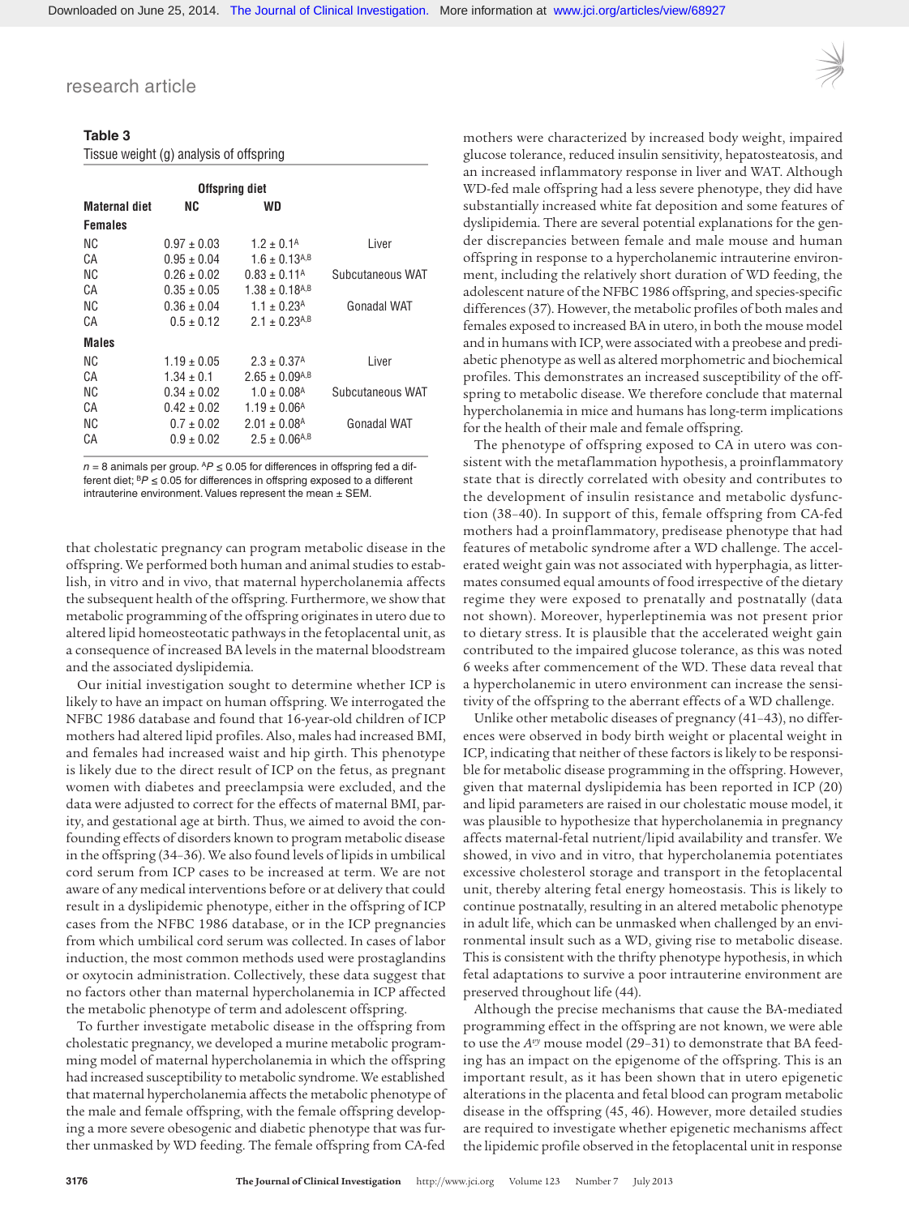**Table 3**
Tissue weight (g) analysis of offspring

| Maternal diet | Offspring diet NC | Offspring diet WD | |
|---|---|---|---|
| **Females** | | | |
| NC | 0.97 ± 0.03 | 1.2 ± 0.1[A] | Liver |
| CA | 0.95 ± 0.04 | 1.6 ± 0.13[A,B] | |
| NC | 0.26 ± 0.02 | 0.83 ± 0.11[A] | Subcutaneous WAT |
| CA | 0.35 ± 0.05 | 1.38 ± 0.18[A,B] | |
| NC | 0.36 ± 0.04 | 1.1 ± 0.23[A] | Gonadal WAT |
| CA | 0.5 ± 0.12 | 2.1 ± 0.23[A,B] | |
| **Males** | | | |
| NC | 1.19 ± 0.05 | 2.3 ± 0.37[A] | Liver |
| CA | 1.34 ± 0.1 | 2.65 ± 0.09[A,B] | |
| NC | 0.34 ± 0.02 | 1.0 ± 0.08[A] | Subcutaneous WAT |
| CA | 0.42 ± 0.02 | 1.19 ± 0.06[A] | |
| NC | 0.7 ± 0.02 | 2.01 ± 0.08[A] | Gonadal WAT |
| CA | 0.9 ± 0.02 | 2.5 ± 0.06[A,B] | |

$n$ = 8 animals per group. [A]$P \leq 0.05$ for differences in offspring fed a different diet; [B]$P \leq 0.05$ for differences in offspring exposed to a different intrauterine environment. Values represent the mean ± SEM.

that cholestatic pregnancy can program metabolic disease in the offspring. We performed both human and animal studies to establish, in vitro and in vivo, that maternal hypercholanemia affects the subsequent health of the offspring. Furthermore, we show that metabolic programming of the offspring originates in utero due to altered lipid homeosteotatic pathways in the fetoplacental unit, as a consequence of increased BA levels in the maternal bloodstream and the associated dyslipidemia.

Our initial investigation sought to determine whether ICP is likely to have an impact on human offspring. We interrogated the NFBC 1986 database and found that 16-year-old children of ICP mothers had altered lipid profiles. Also, males had increased BMI, and females had increased waist and hip girth. This phenotype is likely due to the direct result of ICP on the fetus, as pregnant women with diabetes and preeclampsia were excluded, and the data were adjusted to correct for the effects of maternal BMI, parity, and gestational age at birth. Thus, we aimed to avoid the confounding effects of disorders known to program metabolic disease in the offspring (34–36). We also found levels of lipids in umbilical cord serum from ICP cases to be increased at term. We are not aware of any medical interventions before or at delivery that could result in a dyslipidemic phenotype, either in the offspring of ICP cases from the NFBC 1986 database, or in the ICP pregnancies from which umbilical cord serum was collected. In cases of labor induction, the most common methods used were prostaglandins or oxytocin administration. Collectively, these data suggest that no factors other than maternal hypercholanemia in ICP affected the metabolic phenotype of term and adolescent offspring.

To further investigate metabolic disease in the offspring from cholestatic pregnancy, we developed a murine metabolic programming model of maternal hypercholanemia in which the offspring had increased susceptibility to metabolic syndrome. We established that maternal hypercholanemia affects the metabolic phenotype of the male and female offspring, with the female offspring developing a more severe obesogenic and diabetic phenotype that was further unmasked by WD feeding. The female offspring from CA-fed mothers were characterized by increased body weight, impaired glucose tolerance, reduced insulin sensitivity, hepatosteatosis, and an increased inflammatory response in liver and WAT. Although WD-fed male offspring had a less severe phenotype, they did have substantially increased white fat deposition and some features of dyslipidemia. There are several potential explanations for the gender discrepancies between female and male mouse and human offspring in response to a hypercholanemic intrauterine environment, including the relatively short duration of WD feeding, the adolescent nature of the NFBC 1986 offspring, and species-specific differences (37). However, the metabolic profiles of both males and females exposed to increased BA in utero, in both the mouse model and in humans with ICP, were associated with a preobese and prediabetic phenotype as well as altered morphometric and biochemical profiles. This demonstrates an increased susceptibility of the offspring to metabolic disease. We therefore conclude that maternal hypercholanemia in mice and humans has long-term implications for the health of their male and female offspring.

The phenotype of offspring exposed to CA in utero was consistent with the metaflammation hypothesis, a proinflammatory state that is directly correlated with obesity and contributes to the development of insulin resistance and metabolic dysfunction (38–40). In support of this, female offspring from CA-fed mothers had a proinflammatory, predisease phenotype that had features of metabolic syndrome after a WD challenge. The accelerated weight gain was not associated with hyperphagia, as littermates consumed equal amounts of food irrespective of the dietary regime they were exposed to prenatally and postnatally (data not shown). Moreover, hyperleptinemia was not present prior to dietary stress. It is plausible that the accelerated weight gain contributed to the impaired glucose tolerance, as this was noted 6 weeks after commencement of the WD. These data reveal that a hypercholanemic in utero environment can increase the sensitivity of the offspring to the aberrant effects of a WD challenge.

Unlike other metabolic diseases of pregnancy (41–43), no differences were observed in body birth weight or placental weight in ICP, indicating that neither of these factors is likely to be responsible for metabolic disease programming in the offspring. However, given that maternal dyslipidemia has been reported in ICP (20) and lipid parameters are raised in our cholestatic mouse model, it was plausible to hypothesize that hypercholanemia in pregnancy affects maternal-fetal nutrient/lipid availability and transfer. We showed, in vivo and in vitro, that hypercholanemia potentiates excessive cholesterol storage and transport in the fetoplacental unit, thereby altering fetal energy homeostasis. This is likely to continue postnatally, resulting in an altered metabolic phenotype in adult life, which can be unmasked when challenged by an environmental insult such as a WD, giving rise to metabolic disease. This is consistent with the thrifty phenotype hypothesis, in which fetal adaptations to survive a poor intrauterine environment are preserved throughout life (44).

Although the precise mechanisms that cause the BA-mediated programming effect in the offspring are not known, we were able to use the $A^{vy}$ mouse model (29–31) to demonstrate that BA feeding has an impact on the epigenome of the offspring. This is an important result, as it has been shown that in utero epigenetic alterations in the placenta and fetal blood can program metabolic disease in the offspring (45, 46). However, more detailed studies are required to investigate whether epigenetic mechanisms affect the lipidemic profile observed in the fetoplacental unit in response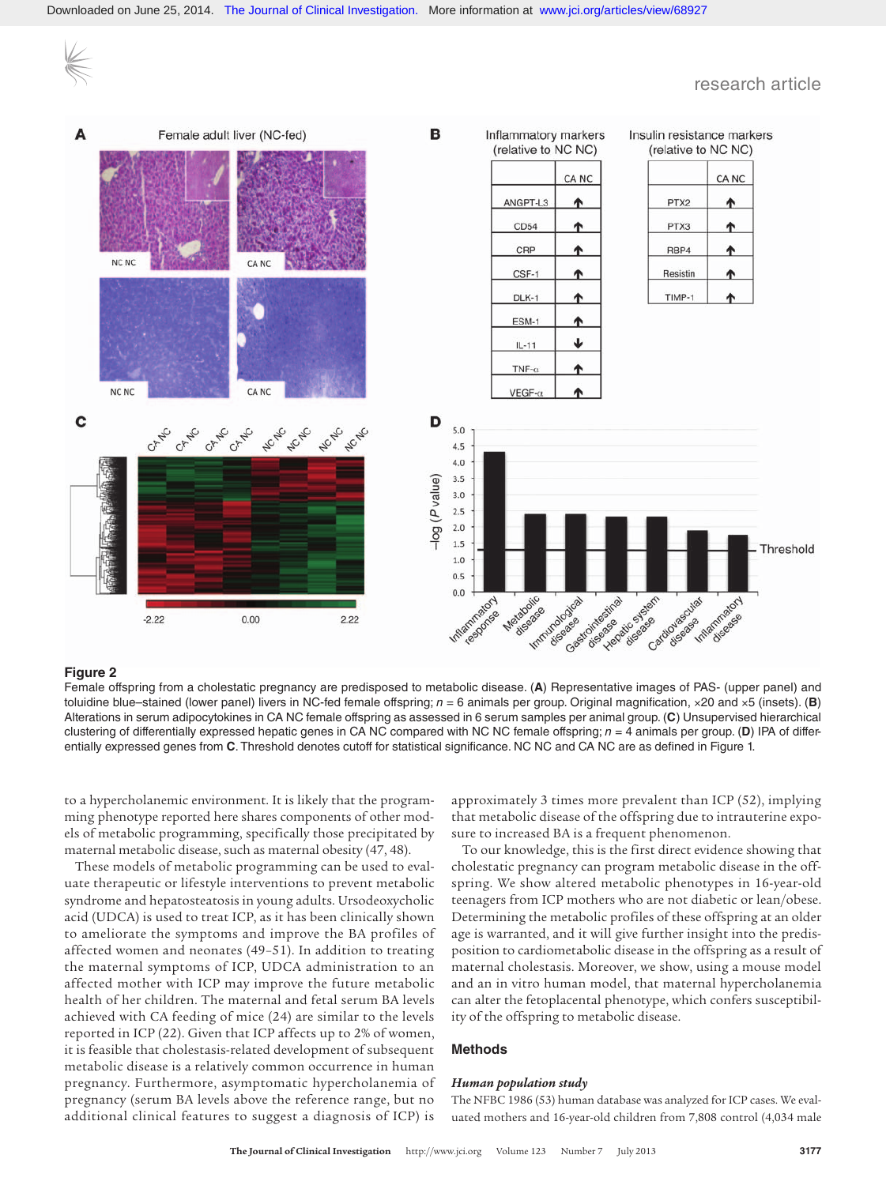**Figure 2**

Female offspring from a cholestatic pregnancy are predisposed to metabolic disease. (**A**) Representative images of PAS- (upper panel) and toluidine blue–stained (lower panel) livers in NC-fed female offspring; $n$ = 6 animals per group. Original magnification, ×20 and ×5 (insets). (**B**) Alterations in serum adipocytokines in CA NC female offspring as assessed in 6 serum samples per animal group. (**C**) Unsupervised hierarchical clustering of differentially expressed hepatic genes in CA NC compared with NC NC female offspring; $n$ = 4 animals per group. (**D**) IPA of differentially expressed genes from **C**. Threshold denotes cutoff for statistical significance. NC NC and CA NC are as defined in Figure 1.

to a hypercholanemic environment. It is likely that the programming phenotype reported here shares components of other models of metabolic programming, specifically those precipitated by maternal metabolic disease, such as maternal obesity (47, 48).

These models of metabolic programming can be used to evaluate therapeutic or lifestyle interventions to prevent metabolic syndrome and hepatosteatosis in young adults. Ursodeoxycholic acid (UDCA) is used to treat ICP, as it has been clinically shown to ameliorate the symptoms and improve the BA profiles of affected women and neonates (49–51). In addition to treating the maternal symptoms of ICP, UDCA administration to an affected mother with ICP may improve the future metabolic health of her children. The maternal and fetal serum BA levels achieved with CA feeding of mice (24) are similar to the levels reported in ICP (22). Given that ICP affects up to 2% of women, it is feasible that cholestasis-related development of subsequent metabolic disease is a relatively common occurrence in human pregnancy. Furthermore, asymptomatic hypercholanemia of pregnancy (serum BA levels above the reference range, but no additional clinical features to suggest a diagnosis of ICP) is approximately 3 times more prevalent than ICP (52), implying that metabolic disease of the offspring due to intrauterine exposure to increased BA is a frequent phenomenon.

To our knowledge, this is the first direct evidence showing that cholestatic pregnancy can program metabolic disease in the offspring. We show altered metabolic phenotypes in 16-year-old teenagers from ICP mothers who are not diabetic or lean/obese. Determining the metabolic profiles of these offspring at an older age is warranted, and it will give further insight into the predisposition to cardiometabolic disease in the offspring as a result of maternal cholestasis. Moreover, we show, using a mouse model and an in vitro human model, that maternal hypercholanemia can alter the fetoplacental phenotype, which confers susceptibility of the offspring to metabolic disease.

## Methods

### *Human population study*

The NFBC 1986 (53) human database was analyzed for ICP cases. We evaluated mothers and 16-year-old children from 7,808 control (4,034 male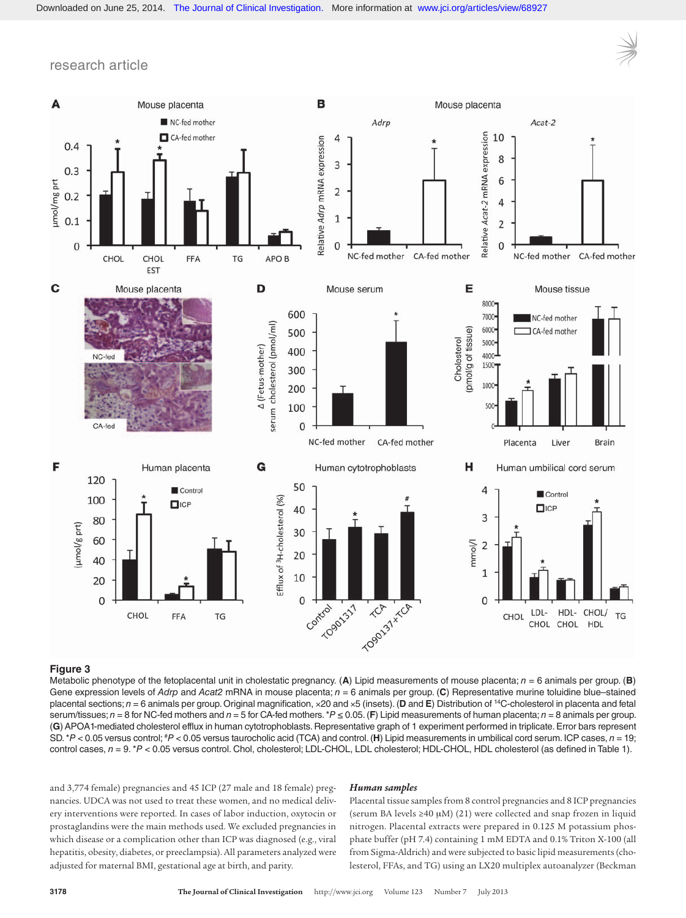**Figure 3**

Metabolic phenotype of the fetoplacental unit in cholestatic pregnancy. (**A**) Lipid measurements of mouse placenta; $n = 6$ animals per group. (**B**) Gene expression levels of *Adrp* and *Acat2* mRNA in mouse placenta; $n = 6$ animals per group. (**C**) Representative murine toluidine blue–stained placental sections; $n = 6$ animals per group. Original magnification, ×20 and ×5 (insets). (**D** and **E**) Distribution of $^{14}$C-cholesterol in placenta and fetal serum/tissues; $n = 8$ for NC-fed mothers and $n = 5$ for CA-fed mothers. $^{*}P \leq 0.05$. (**F**) Lipid measurements of human placenta; $n = 8$ animals per group. (**G**) APOA1-mediated cholesterol efflux in human cytotrophoblasts. Representative graph of 1 experiment performed in triplicate. Error bars represent SD. $^{*}P < 0.05$ versus control; $^{\#}P < 0.05$ versus taurocholic acid (TCA) and control. (**H**) Lipid measurements in umbilical cord serum. ICP cases, $n = 19$; control cases, $n = 9$. $^{*}P < 0.05$ versus control. Chol, cholesterol; LDL-CHOL, LDL cholesterol; HDL-CHOL, HDL cholesterol (as defined in Table 1).

and 3,774 female) pregnancies and 45 ICP (27 male and 18 female) pregnancies. UDCA was not used to treat these women, and no medical delivery interventions were reported. In cases of labor induction, oxytocin or prostaglandins were the main methods used. We excluded pregnancies in which disease or a complication other than ICP was diagnosed (e.g., viral hepatitis, obesity, diabetes, or preeclampsia). All parameters analyzed were adjusted for maternal BMI, gestational age at birth, and parity.

### *Human samples*

Placental tissue samples from 8 control pregnancies and 8 ICP pregnancies (serum BA levels ≥40 μM) (21) were collected and snap frozen in liquid nitrogen. Placental extracts were prepared in 0.125 M potassium phosphate buffer (pH 7.4) containing 1 mM EDTA and 0.1% Triton X-100 (all from Sigma-Aldrich) and were subjected to basic lipid measurements (cholesterol, FFAs, and TG) using an LX20 multiplex autoanalyzer (Beckman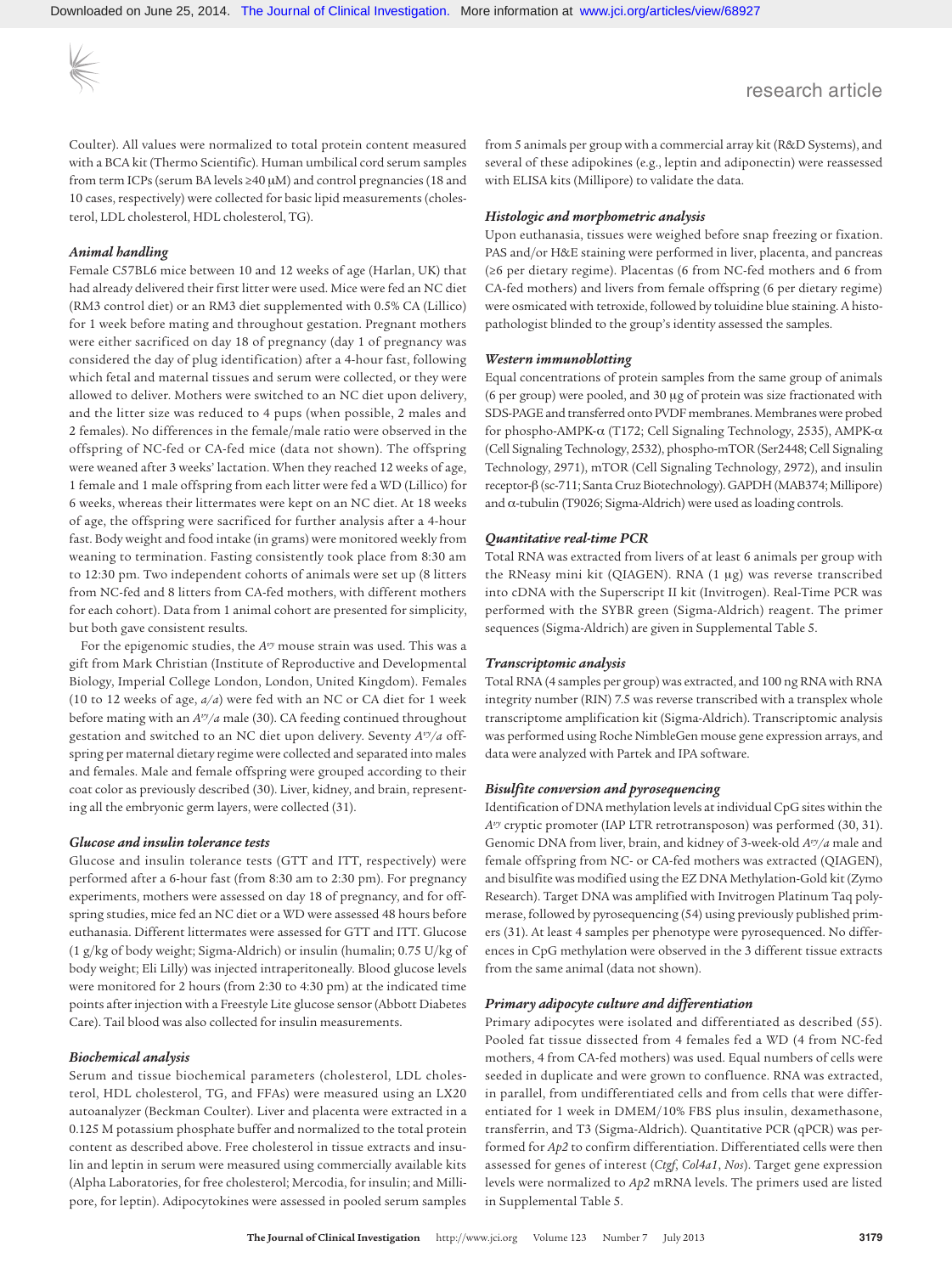Coulter). All values were normalized to total protein content measured with a BCA kit (Thermo Scientific). Human umbilical cord serum samples from term ICPs (serum BA levels ≥40 μM) and control pregnancies (18 and 10 cases, respectively) were collected for basic lipid measurements (cholesterol, LDL cholesterol, HDL cholesterol, TG).

### *Animal handling*

Female C57BL6 mice between 10 and 12 weeks of age (Harlan, UK) that had already delivered their first litter were used. Mice were fed an NC diet (RM3 control diet) or an RM3 diet supplemented with 0.5% CA (Lillico) for 1 week before mating and throughout gestation. Pregnant mothers were either sacrificed on day 18 of pregnancy (day 1 of pregnancy was considered the day of plug identification) after a 4-hour fast, following which fetal and maternal tissues and serum were collected, or they were allowed to deliver. Mothers were switched to an NC diet upon delivery, and the litter size was reduced to 4 pups (when possible, 2 males and 2 females). No differences in the female/male ratio were observed in the offspring of NC-fed or CA-fed mice (data not shown). The offspring were weaned after 3 weeks' lactation. When they reached 12 weeks of age, 1 female and 1 male offspring from each litter were fed a WD (Lillico) for 6 weeks, whereas their littermates were kept on an NC diet. At 18 weeks of age, the offspring were sacrificed for further analysis after a 4-hour fast. Body weight and food intake (in grams) were monitored weekly from weaning to termination. Fasting consistently took place from 8:30 am to 12:30 pm. Two independent cohorts of animals were set up (8 litters from NC-fed and 8 litters from CA-fed mothers, with different mothers for each cohort). Data from 1 animal cohort are presented for simplicity, but both gave consistent results.

For the epigenomic studies, the $A^{vy}$ mouse strain was used. This was a gift from Mark Christian (Institute of Reproductive and Developmental Biology, Imperial College London, London, United Kingdom). Females (10 to 12 weeks of age, *a/a*) were fed with an NC or CA diet for 1 week before mating with an $A^{vy}/a$ male (30). CA feeding continued throughout gestation and switched to an NC diet upon delivery. Seventy $A^{vy}/a$ offspring per maternal dietary regime were collected and separated into males and females. Male and female offspring were grouped according to their coat color as previously described (30). Liver, kidney, and brain, representing all the embryonic germ layers, were collected (31).

### *Glucose and insulin tolerance tests*

Glucose and insulin tolerance tests (GTT and ITT, respectively) were performed after a 6-hour fast (from 8:30 am to 2:30 pm). For pregnancy experiments, mothers were assessed on day 18 of pregnancy, and for offspring studies, mice fed an NC diet or a WD were assessed 48 hours before euthanasia. Different littermates were assessed for GTT and ITT. Glucose (1 g/kg of body weight; Sigma-Aldrich) or insulin (humalin; 0.75 U/kg of body weight; Eli Lilly) was injected intraperitoneally. Blood glucose levels were monitored for 2 hours (from 2:30 to 4:30 pm) at the indicated time points after injection with a Freestyle Lite glucose sensor (Abbott Diabetes Care). Tail blood was also collected for insulin measurements.

### *Biochemical analysis*

Serum and tissue biochemical parameters (cholesterol, LDL cholesterol, HDL cholesterol, TG, and FFAs) were measured using an LX20 autoanalyzer (Beckman Coulter). Liver and placenta were extracted in a 0.125 M potassium phosphate buffer and normalized to the total protein content as described above. Free cholesterol in tissue extracts and insulin and leptin in serum were measured using commercially available kits (Alpha Laboratories, for free cholesterol; Mercodia, for insulin; and Millipore, for leptin). Adipocytokines were assessed in pooled serum samples from 5 animals per group with a commercial array kit (R&D Systems), and several of these adipokines (e.g., leptin and adiponectin) were reassessed with ELISA kits (Millipore) to validate the data.

### *Histologic and morphometric analysis*

Upon euthanasia, tissues were weighed before snap freezing or fixation. PAS and/or H&E staining were performed in liver, placenta, and pancreas (≥6 per dietary regime). Placentas (6 from NC-fed mothers and 6 from CA-fed mothers) and livers from female offspring (6 per dietary regime) were osmicated with tetroxide, followed by toluidine blue staining. A histopathologist blinded to the group's identity assessed the samples.

### *Western immunoblotting*

Equal concentrations of protein samples from the same group of animals (6 per group) were pooled, and 30 μg of protein was size fractionated with SDS-PAGE and transferred onto PVDF membranes. Membranes were probed for phospho-AMPK-α (T172; Cell Signaling Technology, 2535), AMPK-α (Cell Signaling Technology, 2532), phospho-mTOR (Ser2448; Cell Signaling Technology, 2971), mTOR (Cell Signaling Technology, 2972), and insulin receptor-β (sc-711; Santa Cruz Biotechnology). GAPDH (MAB374; Millipore) and α-tubulin (T9026; Sigma-Aldrich) were used as loading controls.

### *Quantitative real-time PCR*

Total RNA was extracted from livers of at least 6 animals per group with the RNeasy mini kit (QIAGEN). RNA (1 μg) was reverse transcribed into cDNA with the Superscript II kit (Invitrogen). Real-Time PCR was performed with the SYBR green (Sigma-Aldrich) reagent. The primer sequences (Sigma-Aldrich) are given in Supplemental Table 5.

### *Transcriptomic analysis*

Total RNA (4 samples per group) was extracted, and 100 ng RNA with RNA integrity number (RIN) 7.5 was reverse transcribed with a transplex whole transcriptome amplification kit (Sigma-Aldrich). Transcriptomic analysis was performed using Roche NimbleGen mouse gene expression arrays, and data were analyzed with Partek and IPA software.

### *Bisulfite conversion and pyrosequencing*

Identification of DNA methylation levels at individual CpG sites within the $A^{vy}$ cryptic promoter (IAP LTR retrotransposon) was performed (30, 31). Genomic DNA from liver, brain, and kidney of 3-week-old $A^{vy}/a$ male and female offspring from NC- or CA-fed mothers was extracted (QIAGEN), and bisulfite was modified using the EZ DNA Methylation-Gold kit (Zymo Research). Target DNA was amplified with Invitrogen Platinum Taq polymerase, followed by pyrosequencing (54) using previously published primers (31). At least 4 samples per phenotype were pyrosequenced. No differences in CpG methylation were observed in the 3 different tissue extracts from the same animal (data not shown).

### *Primary adipocyte culture and differentiation*

Primary adipocytes were isolated and differentiated as described (55). Pooled fat tissue dissected from 4 females fed a WD (4 from NC-fed mothers, 4 from CA-fed mothers) was used. Equal numbers of cells were seeded in duplicate and were grown to confluence. RNA was extracted, in parallel, from undifferentiated cells and from cells that were differentiated for 1 week in DMEM/10% FBS plus insulin, dexamethasone, transferrin, and T3 (Sigma-Aldrich). Quantitative PCR (qPCR) was performed for *Ap2* to confirm differentiation. Differentiated cells were then assessed for genes of interest (*Ctgf*, *Col4a1*, *Nos*). Target gene expression levels were normalized to *Ap2* mRNA levels. The primers used are listed in Supplemental Table 5.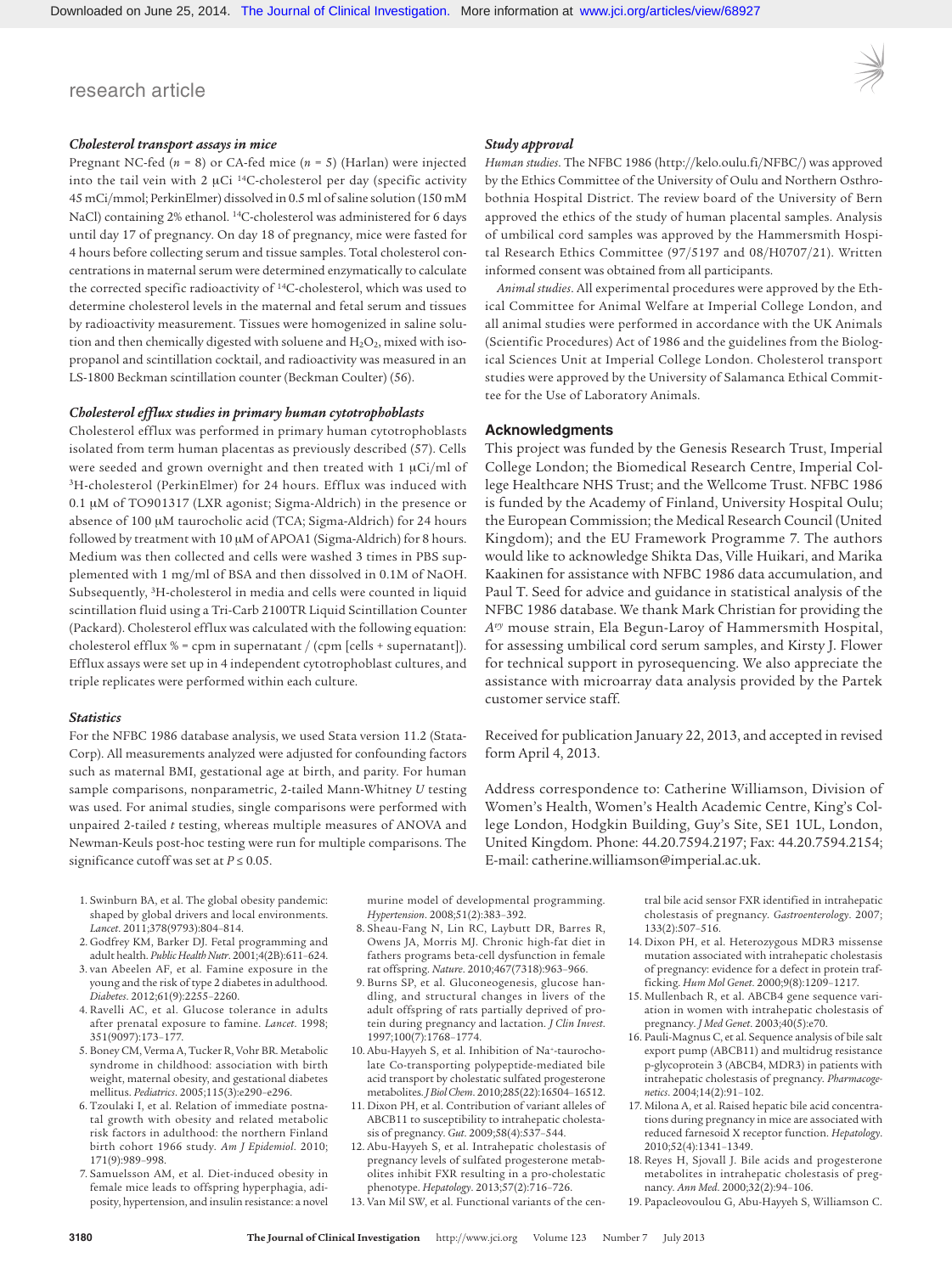### Cholesterol transport assays in mice

Pregnant NC-fed ($n$ = 8) or CA-fed mice ($n$ = 5) (Harlan) were injected into the tail vein with 2 μCi $^{14}$C-cholesterol per day (specific activity 45 mCi/mmol; PerkinElmer) dissolved in 0.5 ml of saline solution (150 mM NaCl) containing 2% ethanol. $^{14}$C-cholesterol was administered for 6 days until day 17 of pregnancy. On day 18 of pregnancy, mice were fasted for 4 hours before collecting serum and tissue samples. Total cholesterol concentrations in maternal serum were determined enzymatically to calculate the corrected specific radioactivity of $^{14}$C-cholesterol, which was used to determine cholesterol levels in the maternal and fetal serum and tissues by radioactivity measurement. Tissues were homogenized in saline solution and then chemically digested with soluene and $H_2O_2$, mixed with isopropanol and scintillation cocktail, and radioactivity was measured in an LS-1800 Beckman scintillation counter (Beckman Coulter) (56).

### Cholesterol efflux studies in primary human cytotrophoblasts

Cholesterol efflux was performed in primary human cytotrophoblasts isolated from term human placentas as previously described (57). Cells were seeded and grown overnight and then treated with 1 μCi/ml of $^{3}$H-cholesterol (PerkinElmer) for 24 hours. Efflux was induced with 0.1 μM of TO901317 (LXR agonist; Sigma-Aldrich) in the presence or absence of 100 μM taurocholic acid (TCA; Sigma-Aldrich) for 24 hours followed by treatment with 10 μM of APOA1 (Sigma-Aldrich) for 8 hours. Medium was then collected and cells were washed 3 times in PBS supplemented with 1 mg/ml of BSA and then dissolved in 0.1M of NaOH. Subsequently, $^{3}$H-cholesterol in media and cells were counted in liquid scintillation fluid using a Tri-Carb 2100TR Liquid Scintillation Counter (Packard). Cholesterol efflux was calculated with the following equation: cholesterol efflux % = cpm in supernatant / (cpm [cells + supernatant]). Efflux assays were set up in 4 independent cytotrophoblast cultures, and triple replicates were performed within each culture.

### Statistics

For the NFBC 1986 database analysis, we used Stata version 11.2 (StataCorp). All measurements analyzed were adjusted for confounding factors such as maternal BMI, gestational age at birth, and parity. For human sample comparisons, nonparametric, 2-tailed Mann-Whitney $U$ testing was used. For animal studies, single comparisons were performed with unpaired 2-tailed $t$ testing, whereas multiple measures of ANOVA and Newman-Keuls post-hoc testing were run for multiple comparisons. The significance cutoff was set at $P \leq 0.05$.

### Study approval

*Human studies*. The NFBC 1986 (http://kelo.oulu.fi/NFBC/) was approved by the Ethics Committee of the University of Oulu and Northern Osthrobothnia Hospital District. The review board of the University of Bern approved the ethics of the study of human placental samples. Analysis of umbilical cord samples was approved by the Hammersmith Hospital Research Ethics Committee (97/5197 and 08/H0707/21). Written informed consent was obtained from all participants.

*Animal studies*. All experimental procedures were approved by the Ethical Committee for Animal Welfare at Imperial College London, and all animal studies were performed in accordance with the UK Animals (Scientific Procedures) Act of 1986 and the guidelines from the Biological Sciences Unit at Imperial College London. Cholesterol transport studies were approved by the University of Salamanca Ethical Committee for the Use of Laboratory Animals.

## Acknowledgments

This project was funded by the Genesis Research Trust, Imperial College London; the Biomedical Research Centre, Imperial College Healthcare NHS Trust; and the Wellcome Trust. NFBC 1986 is funded by the Academy of Finland, University Hospital Oulu; the European Commission; the Medical Research Council (United Kingdom); and the EU Framework Programme 7. The authors would like to acknowledge Shikta Das, Ville Huikari, and Marika Kaakinen for assistance with NFBC 1986 data accumulation, and Paul T. Seed for advice and guidance in statistical analysis of the NFBC 1986 database. We thank Mark Christian for providing the $A^{vy}$ mouse strain, Ela Begun-Laroy of Hammersmith Hospital, for assessing umbilical cord serum samples, and Kirsty J. Flower for technical support in pyrosequencing. We also appreciate the assistance with microarray data analysis provided by the Partek customer service staff.

Received for publication January 22, 2013, and accepted in revised form April 4, 2013.

Address correspondence to: Catherine Williamson, Division of Women's Health, Women's Health Academic Centre, King's College London, Hodgkin Building, Guy's Site, SE1 1UL, London, United Kingdom. Phone: 44.20.7594.2197; Fax: 44.20.7594.2154; E-mail: catherine.williamson@imperial.ac.uk.

1. Swinburn BA, et al. The global obesity pandemic: shaped by global drivers and local environments. *Lancet*. 2011;378(9793):804–814.
2. Godfrey KM, Barker DJ. Fetal programming and adult health. *Public Health Nutr*. 2001;4(2B):611–624.
3. van Abeelen AF, et al. Famine exposure in the young and the risk of type 2 diabetes in adulthood. *Diabetes*. 2012;61(9):2255–2260.
4. Ravelli AC, et al. Glucose tolerance in adults after prenatal exposure to famine. *Lancet*. 1998;351(9097):173–177.
5. Boney CM, Verma A, Tucker R, Vohr BR. Metabolic syndrome in childhood: association with birth weight, maternal obesity, and gestational diabetes mellitus. *Pediatrics*. 2005;115(3):e290–e296.
6. Tzoulaki I, et al. Relation of immediate postnatal growth with obesity and related metabolic risk factors in adulthood: the northern Finland birth cohort 1966 study. *Am J Epidemiol*. 2010;171(9):989–998.
7. Samuelsson AM, et al. Diet-induced obesity in female mice leads to offspring hyperphagia, adiposity, hypertension, and insulin resistance: a novel murine model of developmental programming. *Hypertension*. 2008;51(2):383–392.
8. Sheau-Fang N, Lin RC, Laybutt DR, Barres R, Owens JA, Morris MJ. Chronic high-fat diet in fathers programs beta-cell dysfunction in female rat offspring. *Nature*. 2010;467(7318):963–966.
9. Burns SP, et al. Gluconeogenesis, glucose handling, and structural changes in livers of the adult offspring of rats partially deprived of protein during pregnancy and lactation. *J Clin Invest*. 1997;100(7):1768–1774.
10. Abu-Hayyeh S, et al. Inhibition of Na$^{+}$-taurocholate Co-transporting polypeptide-mediated bile acid transport by cholestatic sulfated progesterone metabolites. *J Biol Chem*. 2010;285(22):16504–16512.
11. Dixon PH, et al. Contribution of variant alleles of ABCB11 to susceptibility to intrahepatic cholestasis of pregnancy. *Gut*. 2009;58(4):537–544.
12. Abu-Hayyeh S, et al. Intrahepatic cholestasis of pregnancy levels of sulfated progesterone metabolites inhibit FXR resulting in a pro-cholestatic phenotype. *Hepatology*. 2013;57(2):716–726.
13. Van Mil SW, et al. Functional variants of the central bile acid sensor FXR identified in intrahepatic cholestasis of pregnancy. *Gastroenterology*. 2007;133(2):507–516.
14. Dixon PH, et al. Heterozygous MDR3 missense mutation associated with intrahepatic cholestasis of pregnancy: evidence for a defect in protein trafficking. *Hum Mol Genet*. 2000;9(8):1209–1217.
15. Mullenbach R, et al. ABCB4 gene sequence variation in women with intrahepatic cholestasis of pregnancy. *J Med Genet*. 2003;40(5):e70.
16. Pauli-Magnus C, et al. Sequence analysis of bile salt export pump (ABCB11) and multidrug resistance p-glycoprotein 3 (ABCB4, MDR3) in patients with intrahepatic cholestasis of pregnancy. *Pharmacogenetics*. 2004;14(2):91–102.
17. Milona A, et al. Raised hepatic bile acid concentrations during pregnancy in mice are associated with reduced farnesoid X receptor function. *Hepatology*. 2010;52(4):1341–1349.
18. Reyes H, Sjovall J. Bile acids and progesterone metabolites in intrahepatic cholestasis of pregnancy. *Ann Med*. 2000;32(2):94–106.
19. Papacleovoulou G, Abu-Hayyeh S, Williamson C.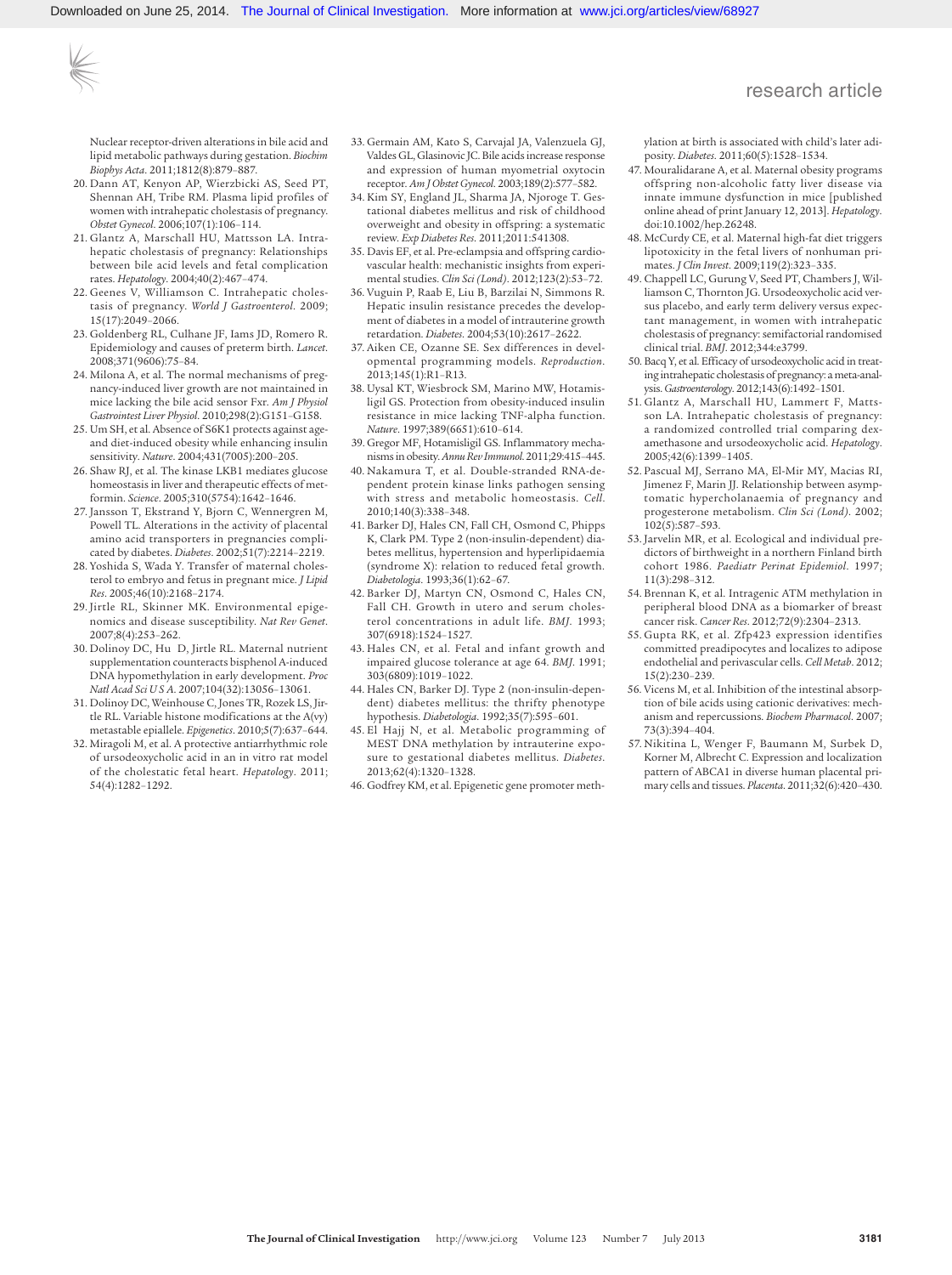Nuclear receptor-driven alterations in bile acid and lipid metabolic pathways during gestation. *Biochim Biophys Acta*. 2011;1812(8):879–887.

20. Dann AT, Kenyon AP, Wierzbicki AS, Seed PT, Shennan AH, Tribe RM. Plasma lipid profiles of women with intrahepatic cholestasis of pregnancy. *Obstet Gynecol*. 2006;107(1):106–114.
21. Glantz A, Marschall HU, Mattsson LA. Intrahepatic cholestasis of pregnancy: Relationships between bile acid levels and fetal complication rates. *Hepatology*. 2004;40(2):467–474.
22. Geenes V, Williamson C. Intrahepatic cholestasis of pregnancy. *World J Gastroenterol*. 2009; 15(17):2049–2066.
23. Goldenberg RL, Culhane JF, Iams JD, Romero R. Epidemiology and causes of preterm birth. *Lancet*. 2008;371(9606):75–84.
24. Milona A, et al. The normal mechanisms of pregnancy-induced liver growth are not maintained in mice lacking the bile acid sensor Fxr. *Am J Physiol Gastrointest Liver Physiol*. 2010;298(2):G151–G158.
25. Um SH, et al. Absence of S6K1 protects against age- and diet-induced obesity while enhancing insulin sensitivity. *Nature*. 2004;431(7005):200–205.
26. Shaw RJ, et al. The kinase LKB1 mediates glucose homeostasis in liver and therapeutic effects of metformin. *Science*. 2005;310(5754):1642–1646.
27. Jansson T, Ekstrand Y, Bjorn C, Wennergren M, Powell TL. Alterations in the activity of placental amino acid transporters in pregnancies complicated by diabetes. *Diabetes*. 2002;51(7):2214–2219.
28. Yoshida S, Wada Y. Transfer of maternal cholesterol to embryo and fetus in pregnant mice. *J Lipid Res*. 2005;46(10):2168–2174.
29. Jirtle RL, Skinner MK. Environmental epigenomics and disease susceptibility. *Nat Rev Genet*. 2007;8(4):253–262.
30. Dolinoy DC, Hu D, Jirtle RL. Maternal nutrient supplementation counteracts bisphenol A-induced DNA hypomethylation in early development. *Proc Natl Acad Sci U S A*. 2007;104(32):13056–13061.
31. Dolinoy DC, Weinhouse C, Jones TR, Rozek LS, Jirtle RL. Variable histone modifications at the A(vy) metastable epiallele. *Epigenetics*. 2010;5(7):637–644.
32. Miragoli M, et al. A protective antiarrhythmic role of ursodeoxycholic acid in an in vitro rat model of the cholestatic fetal heart. *Hepatology*. 2011; 54(4):1282–1292.
33. Germain AM, Kato S, Carvajal JA, Valenzuela GJ, Valdes GL, Glasinovic JC. Bile acids increase response and expression of human myometrial oxytocin receptor. *Am J Obstet Gynecol*. 2003;189(2):577–582.
34. Kim SY, England JL, Sharma JA, Njoroge T. Gestational diabetes mellitus and risk of childhood overweight and obesity in offspring: a systematic review. *Exp Diabetes Res*. 2011;2011:541308.
35. Davis EF, et al. Pre-eclampsia and offspring cardiovascular health: mechanistic insights from experimental studies. *Clin Sci (Lond)*. 2012;123(2):53–72.
36. Vuguin P, Raab E, Liu B, Barzilai N, Simmons R. Hepatic insulin resistance precedes the development of diabetes in a model of intrauterine growth retardation. *Diabetes*. 2004;53(10):2617–2622.
37. Aiken CE, Ozanne SE. Sex differences in developmental programming models. *Reproduction*. 2013;145(1):R1–R13.
38. Uysal KT, Wiesbrock SM, Marino MW, Hotamisligil GS. Protection from obesity-induced insulin resistance in mice lacking TNF-alpha function. *Nature*. 1997;389(6651):610–614.
39. Gregor MF, Hotamisligil GS. Inflammatory mechanisms in obesity. *Annu Rev Immunol*. 2011;29:415–445.
40. Nakamura T, et al. Double-stranded RNA-dependent protein kinase links pathogen sensing with stress and metabolic homeostasis. *Cell*. 2010;140(3):338–348.
41. Barker DJ, Hales CN, Fall CH, Osmond C, Phipps K, Clark PM. Type 2 (non-insulin-dependent) diabetes mellitus, hypertension and hyperlipidaemia (syndrome X): relation to reduced fetal growth. *Diabetologia*. 1993;36(1):62–67.
42. Barker DJ, Martyn CN, Osmond C, Hales CN, Fall CH. Growth in utero and serum cholesterol concentrations in adult life. *BMJ*. 1993; 307(6918):1524–1527.
43. Hales CN, et al. Fetal and infant growth and impaired glucose tolerance at age 64. *BMJ*. 1991; 303(6809):1019–1022.
44. Hales CN, Barker DJ. Type 2 (non-insulin-dependent) diabetes mellitus: the thrifty phenotype hypothesis. *Diabetologia*. 1992;35(7):595–601.
45. El Hajj N, et al. Metabolic programming of MEST DNA methylation by intrauterine exposure to gestational diabetes mellitus. *Diabetes*. 2013;62(4):1320–1328.
46. Godfrey KM, et al. Epigenetic gene promoter methylation at birth is associated with child's later adiposity. *Diabetes*. 2011;60(5):1528–1534.
47. Mouralidarane A, et al. Maternal obesity programs offspring non-alcoholic fatty liver disease via innate immune dysfunction in mice [published online ahead of print January 12, 2013]. *Hepatology*. doi:10.1002/hep.26248.
48. McCurdy CE, et al. Maternal high-fat diet triggers lipotoxicity in the fetal livers of nonhuman primates. *J Clin Invest*. 2009;119(2):323–335.
49. Chappell LC, Gurung V, Seed PT, Chambers J, Williamson C, Thornton JG. Ursodeoxycholic acid versus placebo, and early term delivery versus expectant management, in women with intrahepatic cholestasis of pregnancy: semifactorial randomised clinical trial. *BMJ*. 2012;344:e3799.
50. Bacq Y, et al. Efficacy of ursodeoxycholic acid in treating intrahepatic cholestasis of pregnancy: a meta-analysis. *Gastroenterology*. 2012;143(6):1492–1501.
51. Glantz A, Marschall HU, Lammert F, Mattsson LA. Intrahepatic cholestasis of pregnancy: a randomized controlled trial comparing dexamethasone and ursodeoxycholic acid. *Hepatology*. 2005;42(6):1399–1405.
52. Pascual MJ, Serrano MA, El-Mir MY, Macias RI, Jimenez F, Marin JJ. Relationship between asymptomatic hypercholanaemia of pregnancy and progesterone metabolism. *Clin Sci (Lond)*. 2002; 102(5):587–593.
53. Jarvelin MR, et al. Ecological and individual predictors of birthweight in a northern Finland birth cohort 1986. *Paediatr Perinat Epidemiol*. 1997; 11(3):298–312.
54. Brennan K, et al. Intragenic ATM methylation in peripheral blood DNA as a biomarker of breast cancer risk. *Cancer Res*. 2012;72(9):2304–2313.
55. Gupta RK, et al. Zfp423 expression identifies committed preadipocytes and localizes to adipose endothelial and perivascular cells. *Cell Metab*. 2012; 15(2):230–239.
56. Vicens M, et al. Inhibition of the intestinal absorption of bile acids using cationic derivatives: mechanism and repercussions. *Biochem Pharmacol*. 2007; 73(3):394–404.
57. Nikitina L, Wenger F, Baumann M, Surbek D, Korner M, Albrecht C. Expression and localization pattern of ABCA1 in diverse human placental primary cells and tissues. *Placenta*. 2011;32(6):420–430.